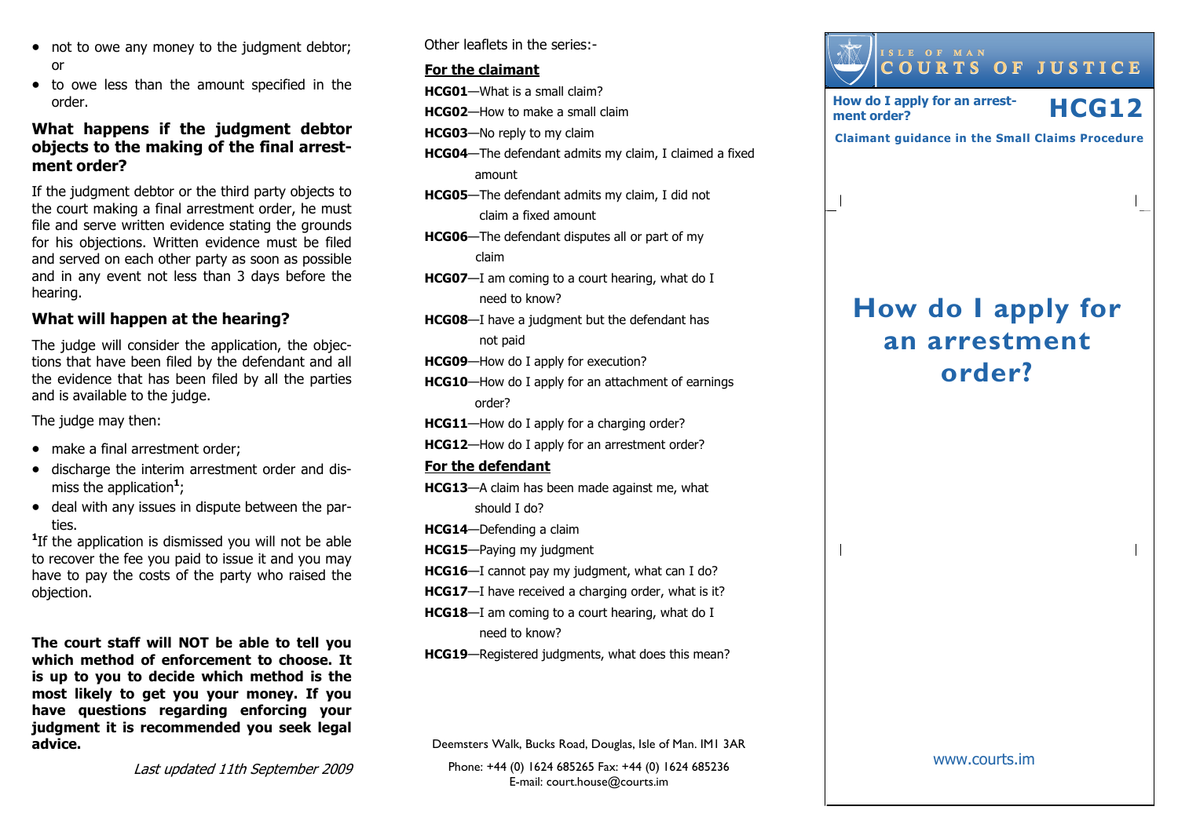- not to owe any money to the judgment debtor; or
- to owe less than the amount specified in the order.

### What happens if the judgment debtor objects to the making of the final arrestment order?

If the judgment debtor or the third party objects to the court making a final arrestment order, he must file and serve written evidence stating the grounds for his objections. Written evidence must be filed and served on each other party as soon as possible and in any event not less than 3 days before the hearing.

### What will happen at the hearing?

The judge will consider the application, the objections that have been filed by the defendant and all the evidence that has been filed by all the parties and is available to the judge.

The judge may then:

- make a final arrestment order;
- discharge the interim arrestment order and dismiss the application[1];
- deal with any issues in dispute between the parties.

[1]If the application is dismissed you will not be able to recover the fee you paid to issue it and you may have to pay the costs of the party who raised the objection.

**The court staff will NOT be able to tell you which method of enforcement to choose. It is up to you to decide which method is the most likely to get you your money. If you have questions regarding enforcing your judgment it is recommended you seek legal advice.**

*Last updated 11th September 2009*

Other leaflets in the series:-

**For the claimant**

**HCG01**—What is a small claim?
**HCG02**—How to make a small claim
**HCG03**—No reply to my claim
**HCG04**—The defendant admits my claim, I claimed a fixed amount
**HCG05**—The defendant admits my claim, I did not claim a fixed amount
**HCG06**—The defendant disputes all or part of my claim
**HCG07**—I am coming to a court hearing, what do I need to know?
**HCG08**—I have a judgment but the defendant has not paid
**HCG09**—How do I apply for execution?
**HCG10**—How do I apply for an attachment of earnings order?
**HCG11**—How do I apply for a charging order?
**HCG12**—How do I apply for an arrestment order?

**For the defendant**

**HCG13**—A claim has been made against me, what should I do?
**HCG14**—Defending a claim
**HCG15**—Paying my judgment
**HCG16**—I cannot pay my judgment, what can I do?
**HCG17**—I have received a charging order, what is it?
**HCG18**—I am coming to a court hearing, what do I need to know?
**HCG19**—Registered judgments, what does this mean?

Deemsters Walk, Bucks Road, Douglas, Isle of Man. IM1 3AR

Phone: +44 (0) 1624 685265 Fax: +44 (0) 1624 685236
E-mail: court.house@courts.im

ISLE OF MAN
COURTS OF JUSTICE

**How do I apply for an arrestment order?** **HCG12**

**Claimant guidance in the Small Claims Procedure**

# How do I apply for an arrestment order?

www.courts.im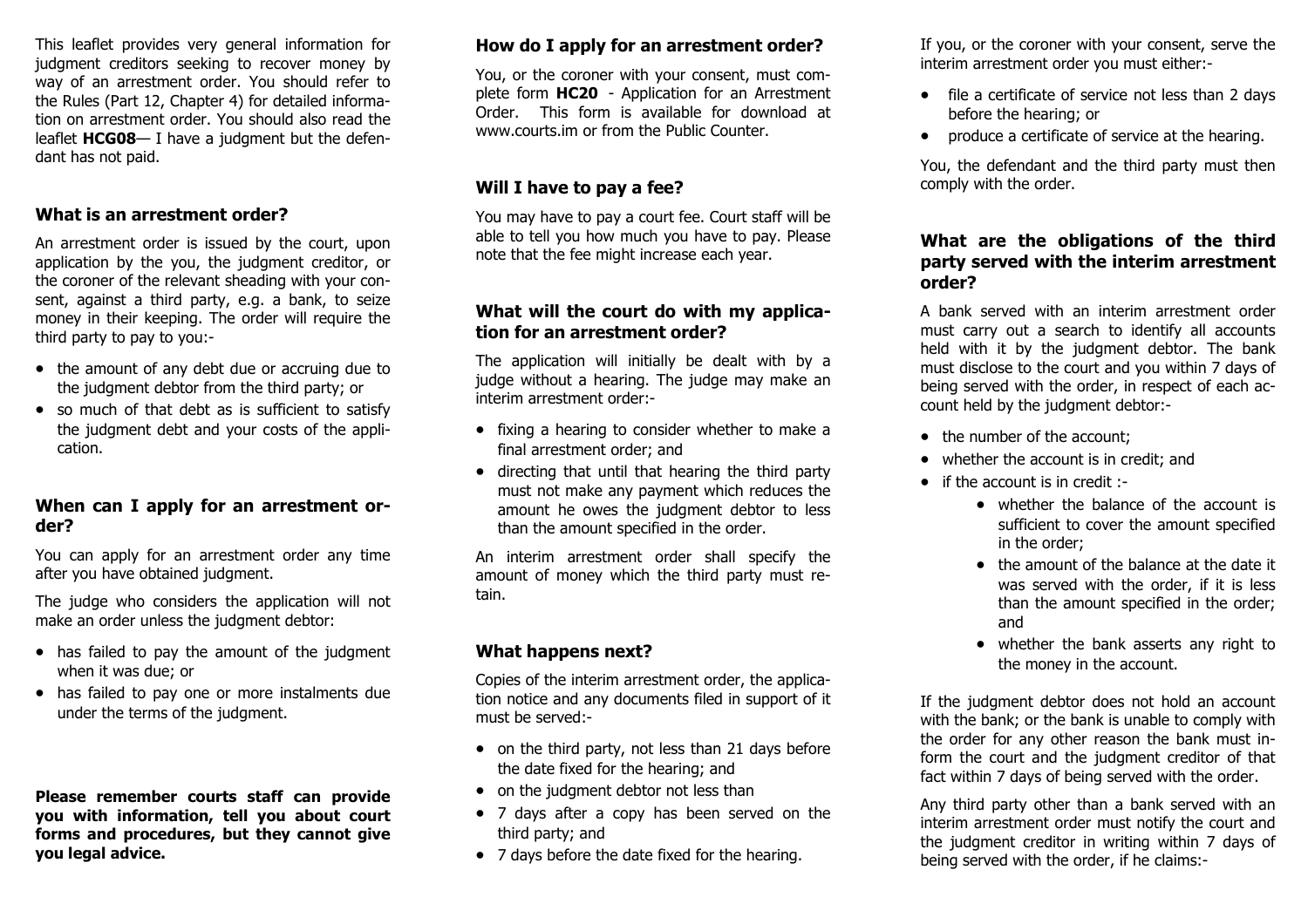This leaflet provides very general information for judgment creditors seeking to recover money by way of an arrestment order. You should refer to the Rules (Part 12, Chapter 4) for detailed information on arrestment order. You should also read the leaflet **HCG08**— I have a judgment but the defendant has not paid.

## What is an arrestment order?

An arrestment order is issued by the court, upon application by the you, the judgment creditor, or the coroner of the relevant sheading with your consent, against a third party, e.g. a bank, to seize money in their keeping. The order will require the third party to pay to you:-

- the amount of any debt due or accruing due to the judgment debtor from the third party; or
- so much of that debt as is sufficient to satisfy the judgment debt and your costs of the application.

## When can I apply for an arrestment order?

You can apply for an arrestment order any time after you have obtained judgment.

The judge who considers the application will not make an order unless the judgment debtor:

- has failed to pay the amount of the judgment when it was due; or
- has failed to pay one or more instalments due under the terms of the judgment.

**Please remember courts staff can provide you with information, tell you about court forms and procedures, but they cannot give you legal advice.**

## How do I apply for an arrestment order?

You, or the coroner with your consent, must complete form **HC20** - Application for an Arrestment Order. This form is available for download at www.courts.im or from the Public Counter.

## Will I have to pay a fee?

You may have to pay a court fee. Court staff will be able to tell you how much you have to pay. Please note that the fee might increase each year.

## What will the court do with my application for an arrestment order?

The application will initially be dealt with by a judge without a hearing. The judge may make an interim arrestment order:-

- fixing a hearing to consider whether to make a final arrestment order; and
- directing that until that hearing the third party must not make any payment which reduces the amount he owes the judgment debtor to less than the amount specified in the order.

An interim arrestment order shall specify the amount of money which the third party must retain.

## What happens next?

Copies of the interim arrestment order, the application notice and any documents filed in support of it must be served:-

- on the third party, not less than 21 days before the date fixed for the hearing; and
- on the judgment debtor not less than
- 7 days after a copy has been served on the third party; and
- 7 days before the date fixed for the hearing.

If you, or the coroner with your consent, serve the interim arrestment order you must either:-

- file a certificate of service not less than 2 days before the hearing; or
- produce a certificate of service at the hearing.

You, the defendant and the third party must then comply with the order.

## What are the obligations of the third party served with the interim arrestment order?

A bank served with an interim arrestment order must carry out a search to identify all accounts held with it by the judgment debtor. The bank must disclose to the court and you within 7 days of being served with the order, in respect of each account held by the judgment debtor:-

- the number of the account;
- whether the account is in credit; and
- if the account is in credit :-
    - whether the balance of the account is sufficient to cover the amount specified in the order;
    - the amount of the balance at the date it was served with the order, if it is less than the amount specified in the order; and
    - whether the bank asserts any right to the money in the account.

If the judgment debtor does not hold an account with the bank; or the bank is unable to comply with the order for any other reason the bank must inform the court and the judgment creditor of that fact within 7 days of being served with the order.

Any third party other than a bank served with an interim arrestment order must notify the court and the judgment creditor in writing within 7 days of being served with the order, if he claims:-